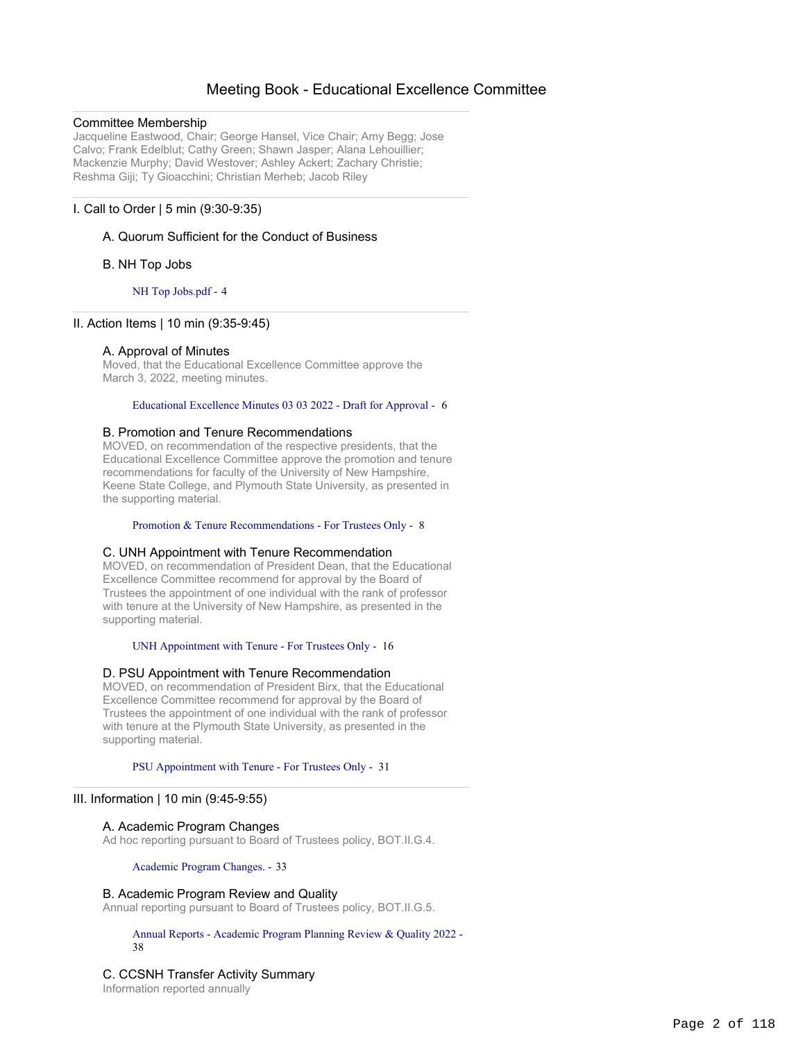# Meeting Book - Educational Excellence Committee

## Committee Membership

Jacqueline Eastwood, Chair; George Hansel, Vice Chair; Amy Begg; Jose Calvo; Frank Edelblut; Cathy Green; Shawn Jasper; Alana Lehouillier; Mackenzie Murphy; David Westover; Ashley Ackert; Zachary Christie; Reshma Giji; Ty Gioacchini; Christian Merheb; Jacob Riley

## I. Call to Order | 5 min (9:30-9:35)

### A. Quorum Sufficient for the Conduct of Business

### B. NH Top Jobs

NH Top Jobs.pdf - 4

## II. Action Items | 10 min (9:35-9:45)

### A. Approval of Minutes

Moved, that the Educational Excellence Committee approve the March 3, 2022, meeting minutes.

Educational Excellence Minutes 03 03 2022 - Draft for Approval - 6

### B. Promotion and Tenure Recommendations

MOVED, on recommendation of the respective presidents, that the Educational Excellence Committee approve the promotion and tenure recommendations for faculty of the University of New Hampshire, Keene State College, and Plymouth State University, as presented in the supporting material.

Promotion & Tenure Recommendations - For Trustees Only - 8

### C. UNH Appointment with Tenure Recommendation

MOVED, on recommendation of President Dean, that the Educational Excellence Committee recommend for approval by the Board of Trustees the appointment of one individual with the rank of professor with tenure at the University of New Hampshire, as presented in the supporting material.

UNH Appointment with Tenure - For Trustees Only - 16

### D. PSU Appointment with Tenure Recommendation

MOVED, on recommendation of President Birx, that the Educational Excellence Committee recommend for approval by the Board of Trustees the appointment of one individual with the rank of professor with tenure at the Plymouth State University, as presented in the supporting material.

PSU Appointment with Tenure - For Trustees Only - 31

## III. Information | 10 min (9:45-9:55)

### A. Academic Program Changes

Ad hoc reporting pursuant to Board of Trustees policy, BOT.II.G.4.

Academic Program Changes. - 33

### B. Academic Program Review and Quality

Annual reporting pursuant to Board of Trustees policy, BOT.II.G.5.

Annual Reports - Academic Program Planning Review & Quality 2022 - 38

### C. CCSNH Transfer Activity Summary

Information reported annually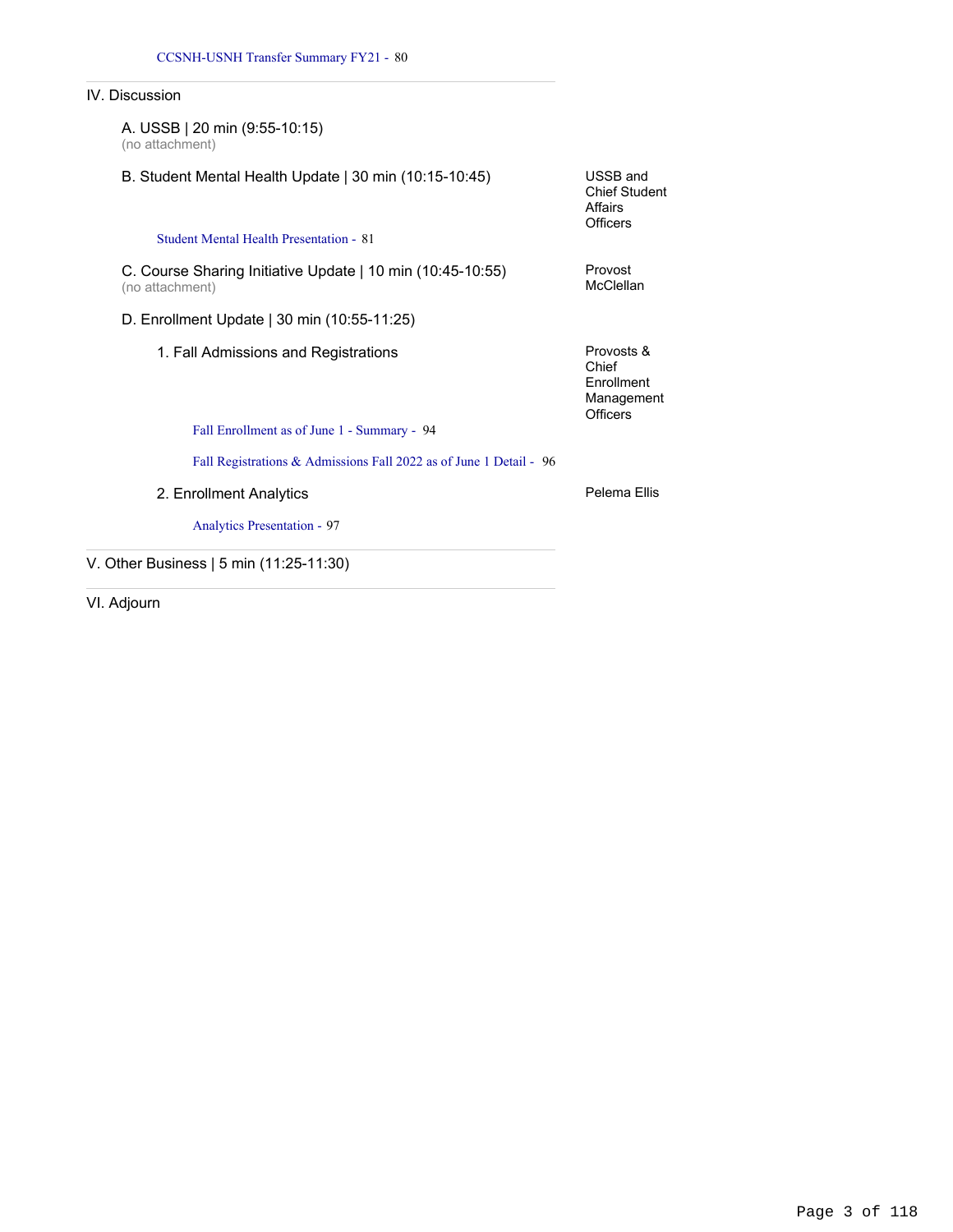CCSNH-USNH Transfer Summary FY21 - 80

## IV. Discussion

### A. USSB | 20 min (9:55-10:15)

(no attachment)

### B. Student Mental Health Update | 30 min (10:15-10:45)

USSB and Chief Student Affairs Officers

Student Mental Health Presentation - 81

### C. Course Sharing Initiative Update | 10 min (10:45-10:55)

Provost McClellan

(no attachment)

### D. Enrollment Update | 30 min (10:55-11:25)

1. Fall Admissions and Registrations

   Provosts & Chief Enrollment Management Officers

   Fall Enrollment as of June 1 - Summary - 94

   Fall Registrations & Admissions Fall 2022 as of June 1 Detail - 96

2. Enrollment Analytics

   Pelema Ellis

   Analytics Presentation - 97

## V. Other Business | 5 min (11:25-11:30)

## VI. Adjourn